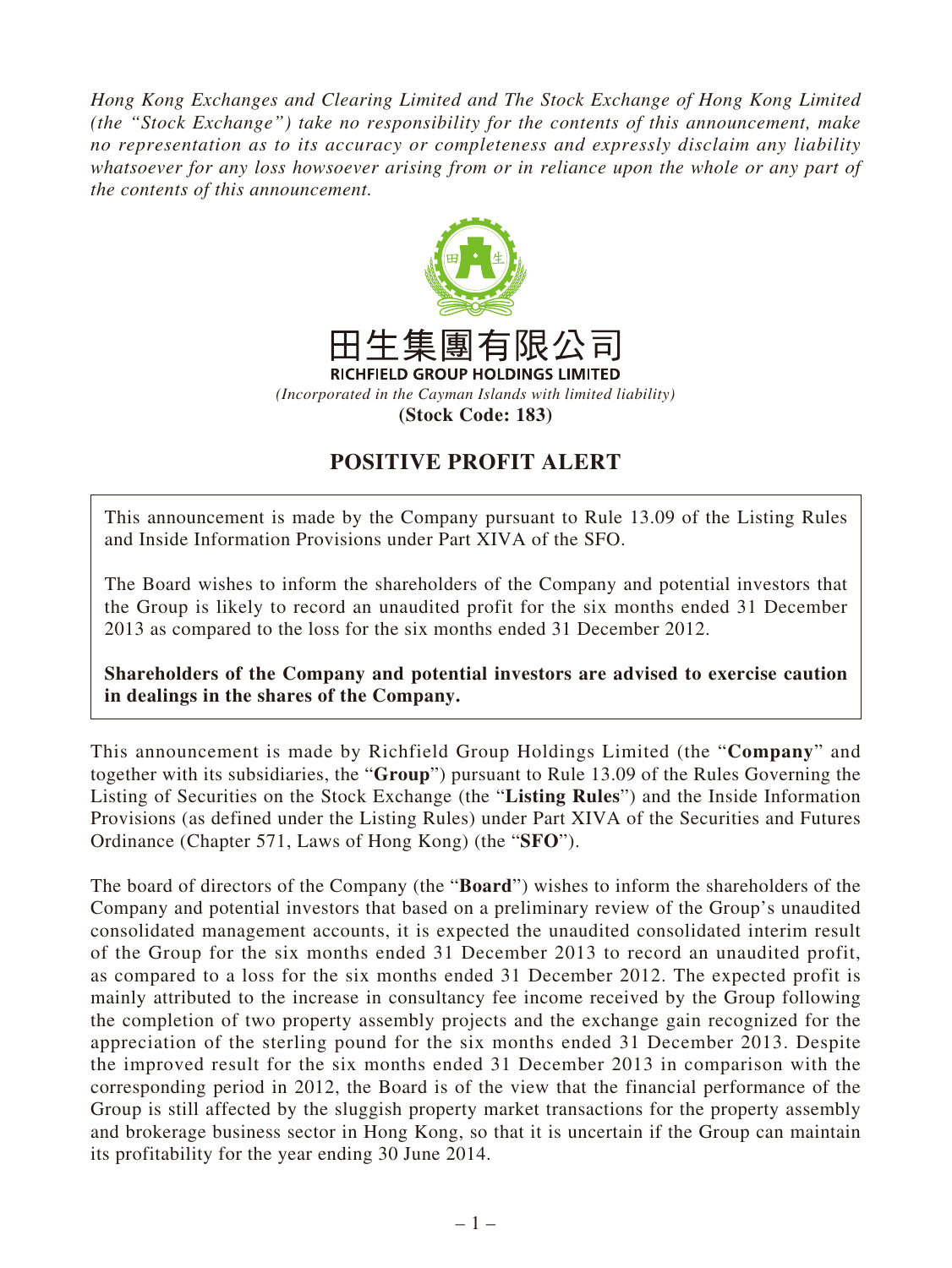*Hong Kong Exchanges and Clearing Limited and The Stock Exchange of Hong Kong Limited (the "Stock Exchange") take no responsibility for the contents of this announcement, make no representation as to its accuracy or completeness and expressly disclaim any liability whatsoever for any loss howsoever arising from or in reliance upon the whole or any part of the contents of this announcement.*

田生集團有限公司

**RICHFIELD GROUP HOLDINGS LIMITED**

*(Incorporated in the Cayman Islands with limited liability)*

**(Stock Code: 183)**

# POSITIVE PROFIT ALERT

This announcement is made by the Company pursuant to Rule 13.09 of the Listing Rules and Inside Information Provisions under Part XIVA of the SFO.

The Board wishes to inform the shareholders of the Company and potential investors that the Group is likely to record an unaudited profit for the six months ended 31 December 2013 as compared to the loss for the six months ended 31 December 2012.

**Shareholders of the Company and potential investors are advised to exercise caution in dealings in the shares of the Company.**

This announcement is made by Richfield Group Holdings Limited (the "**Company**" and together with its subsidiaries, the "**Group**") pursuant to Rule 13.09 of the Rules Governing the Listing of Securities on the Stock Exchange (the "**Listing Rules**") and the Inside Information Provisions (as defined under the Listing Rules) under Part XIVA of the Securities and Futures Ordinance (Chapter 571, Laws of Hong Kong) (the "**SFO**").

The board of directors of the Company (the "**Board**") wishes to inform the shareholders of the Company and potential investors that based on a preliminary review of the Group's unaudited consolidated management accounts, it is expected the unaudited consolidated interim result of the Group for the six months ended 31 December 2013 to record an unaudited profit, as compared to a loss for the six months ended 31 December 2012. The expected profit is mainly attributed to the increase in consultancy fee income received by the Group following the completion of two property assembly projects and the exchange gain recognized for the appreciation of the sterling pound for the six months ended 31 December 2013. Despite the improved result for the six months ended 31 December 2013 in comparison with the corresponding period in 2012, the Board is of the view that the financial performance of the Group is still affected by the sluggish property market transactions for the property assembly and brokerage business sector in Hong Kong, so that it is uncertain if the Group can maintain its profitability for the year ending 30 June 2014.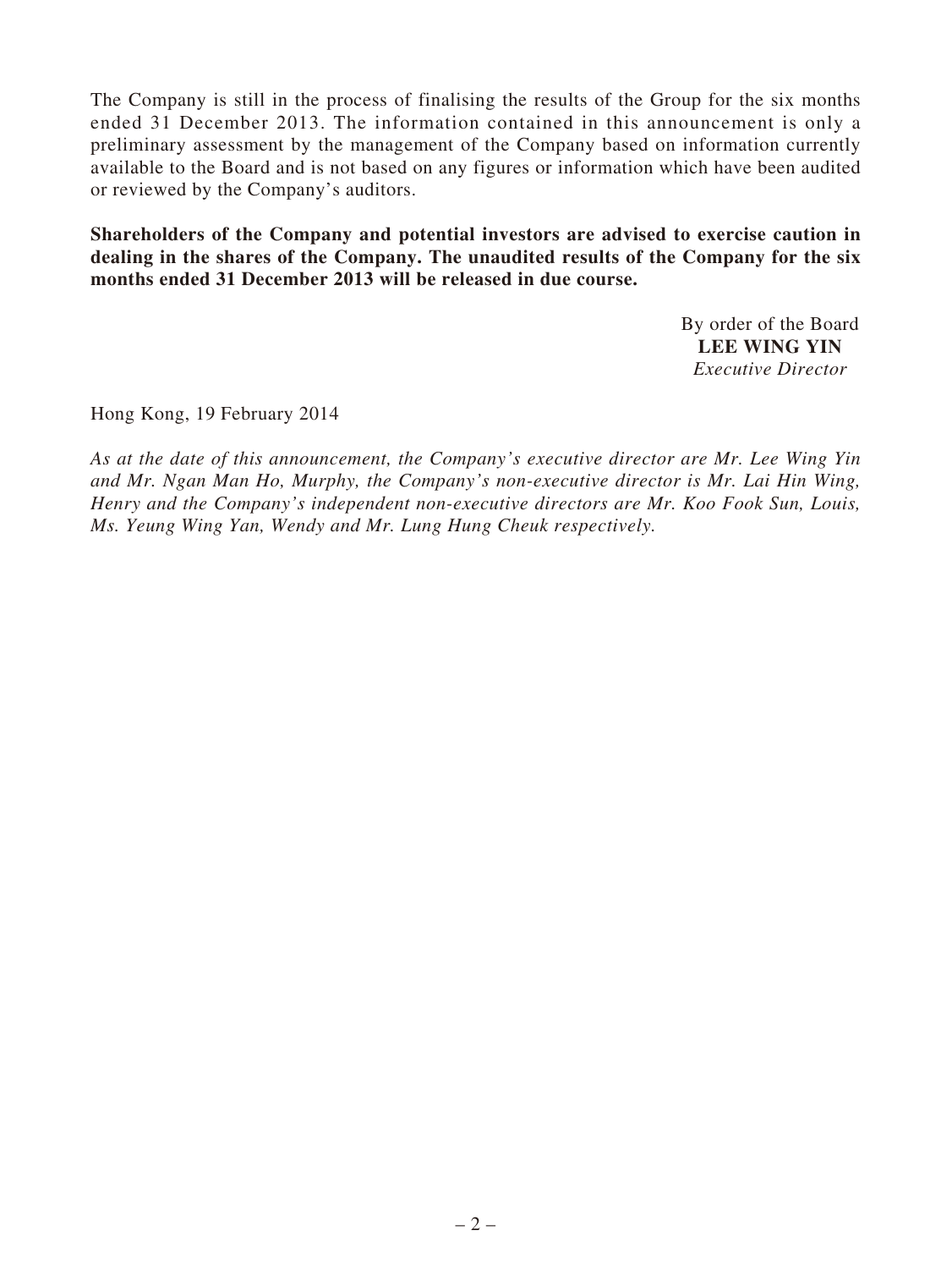The Company is still in the process of finalising the results of the Group for the six months ended 31 December 2013. The information contained in this announcement is only a preliminary assessment by the management of the Company based on information currently available to the Board and is not based on any figures or information which have been audited or reviewed by the Company's auditors.

**Shareholders of the Company and potential investors are advised to exercise caution in dealing in the shares of the Company. The unaudited results of the Company for the six months ended 31 December 2013 will be released in due course.**

By order of the Board
**LEE WING YIN**
*Executive Director*

Hong Kong, 19 February 2014

*As at the date of this announcement, the Company's executive director are Mr. Lee Wing Yin and Mr. Ngan Man Ho, Murphy, the Company's non-executive director is Mr. Lai Hin Wing, Henry and the Company's independent non-executive directors are Mr. Koo Fook Sun, Louis, Ms. Yeung Wing Yan, Wendy and Mr. Lung Hung Cheuk respectively.*